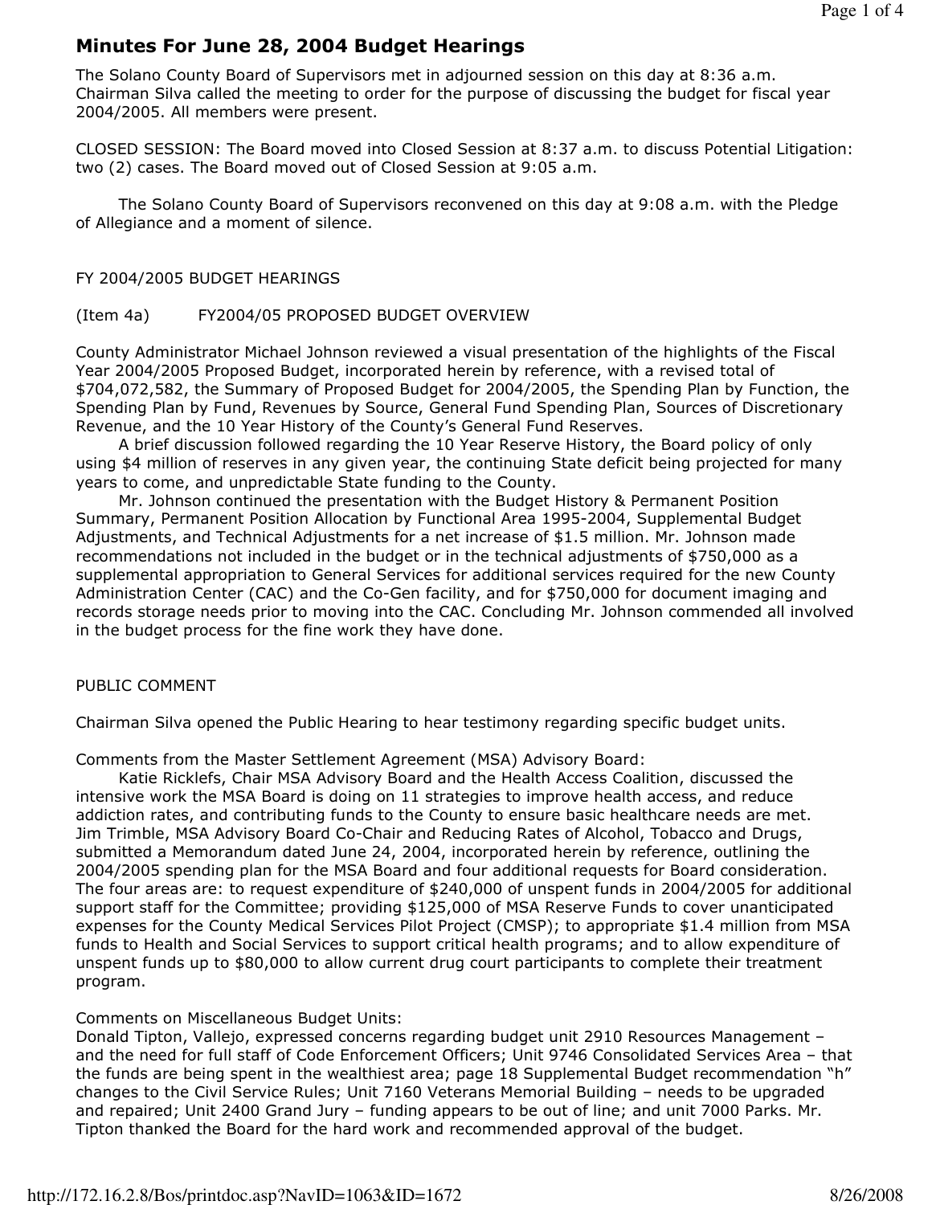# Minutes For June 28, 2004 Budget Hearings

The Solano County Board of Supervisors met in adjourned session on this day at 8:36 a.m. Chairman Silva called the meeting to order for the purpose of discussing the budget for fiscal year 2004/2005. All members were present.

CLOSED SESSION: The Board moved into Closed Session at 8:37 a.m. to discuss Potential Litigation: two (2) cases. The Board moved out of Closed Session at 9:05 a.m.

The Solano County Board of Supervisors reconvened on this day at 9:08 a.m. with the Pledge of Allegiance and a moment of silence.

FY 2004/2005 BUDGET HEARINGS

(Item 4a) FY2004/05 PROPOSED BUDGET OVERVIEW

County Administrator Michael Johnson reviewed a visual presentation of the highlights of the Fiscal Year 2004/2005 Proposed Budget, incorporated herein by reference, with a revised total of $704,072,582, the Summary of Proposed Budget for 2004/2005, the Spending Plan by Function, the Spending Plan by Fund, Revenues by Source, General Fund Spending Plan, Sources of Discretionary Revenue, and the 10 Year History of the County's General Fund Reserves.

A brief discussion followed regarding the 10 Year Reserve History, the Board policy of only using $4 million of reserves in any given year, the continuing State deficit being projected for many years to come, and unpredictable State funding to the County.

Mr. Johnson continued the presentation with the Budget History & Permanent Position Summary, Permanent Position Allocation by Functional Area 1995-2004, Supplemental Budget Adjustments, and Technical Adjustments for a net increase of $1.5 million. Mr. Johnson made recommendations not included in the budget or in the technical adjustments of $750,000 as a supplemental appropriation to General Services for additional services required for the new County Administration Center (CAC) and the Co-Gen facility, and for $750,000 for document imaging and records storage needs prior to moving into the CAC. Concluding Mr. Johnson commended all involved in the budget process for the fine work they have done.

PUBLIC COMMENT

Chairman Silva opened the Public Hearing to hear testimony regarding specific budget units.

Comments from the Master Settlement Agreement (MSA) Advisory Board:

Katie Ricklefs, Chair MSA Advisory Board and the Health Access Coalition, discussed the intensive work the MSA Board is doing on 11 strategies to improve health access, and reduce addiction rates, and contributing funds to the County to ensure basic healthcare needs are met. Jim Trimble, MSA Advisory Board Co-Chair and Reducing Rates of Alcohol, Tobacco and Drugs, submitted a Memorandum dated June 24, 2004, incorporated herein by reference, outlining the 2004/2005 spending plan for the MSA Board and four additional requests for Board consideration. The four areas are: to request expenditure of $240,000 of unspent funds in 2004/2005 for additional support staff for the Committee; providing $125,000 of MSA Reserve Funds to cover unanticipated expenses for the County Medical Services Pilot Project (CMSP); to appropriate $1.4 million from MSA funds to Health and Social Services to support critical health programs; and to allow expenditure of unspent funds up to $80,000 to allow current drug court participants to complete their treatment program.

Comments on Miscellaneous Budget Units:

Donald Tipton, Vallejo, expressed concerns regarding budget unit 2910 Resources Management – and the need for full staff of Code Enforcement Officers; Unit 9746 Consolidated Services Area – that the funds are being spent in the wealthiest area; page 18 Supplemental Budget recommendation "h" changes to the Civil Service Rules; Unit 7160 Veterans Memorial Building – needs to be upgraded and repaired; Unit 2400 Grand Jury – funding appears to be out of line; and unit 7000 Parks. Mr. Tipton thanked the Board for the hard work and recommended approval of the budget.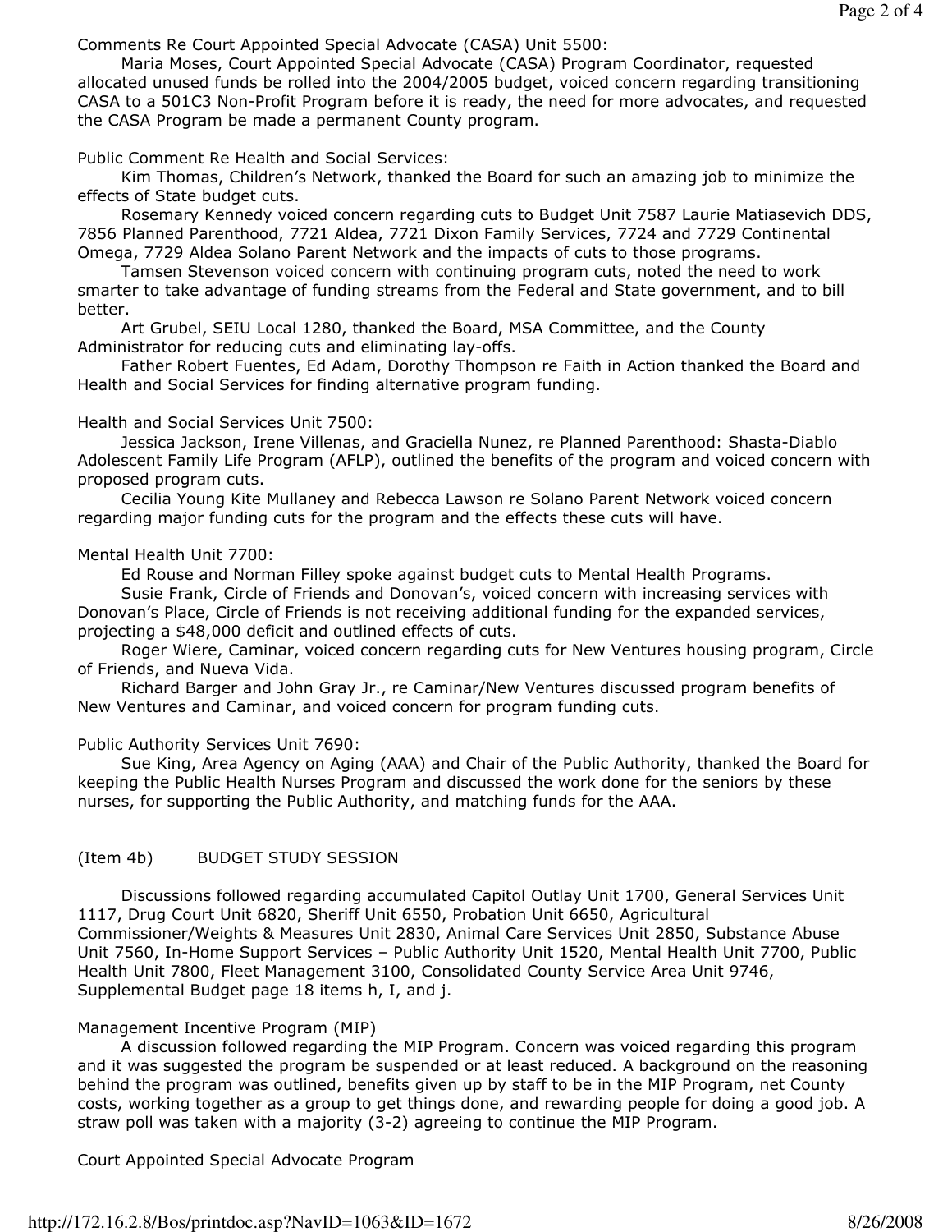Comments Re Court Appointed Special Advocate (CASA) Unit 5500:

Maria Moses, Court Appointed Special Advocate (CASA) Program Coordinator, requested allocated unused funds be rolled into the 2004/2005 budget, voiced concern regarding transitioning CASA to a 501C3 Non-Profit Program before it is ready, the need for more advocates, and requested the CASA Program be made a permanent County program.

Public Comment Re Health and Social Services:

Kim Thomas, Children's Network, thanked the Board for such an amazing job to minimize the effects of State budget cuts.

Rosemary Kennedy voiced concern regarding cuts to Budget Unit 7587 Laurie Matiasevich DDS, 7856 Planned Parenthood, 7721 Aldea, 7721 Dixon Family Services, 7724 and 7729 Continental Omega, 7729 Aldea Solano Parent Network and the impacts of cuts to those programs.

Tamsen Stevenson voiced concern with continuing program cuts, noted the need to work smarter to take advantage of funding streams from the Federal and State government, and to bill better.

Art Grubel, SEIU Local 1280, thanked the Board, MSA Committee, and the County Administrator for reducing cuts and eliminating lay-offs.

Father Robert Fuentes, Ed Adam, Dorothy Thompson re Faith in Action thanked the Board and Health and Social Services for finding alternative program funding.

Health and Social Services Unit 7500:

Jessica Jackson, Irene Villenas, and Graciella Nunez, re Planned Parenthood: Shasta-Diablo Adolescent Family Life Program (AFLP), outlined the benefits of the program and voiced concern with proposed program cuts.

Cecilia Young Kite Mullaney and Rebecca Lawson re Solano Parent Network voiced concern regarding major funding cuts for the program and the effects these cuts will have.

Mental Health Unit 7700:

Ed Rouse and Norman Filley spoke against budget cuts to Mental Health Programs.

Susie Frank, Circle of Friends and Donovan's, voiced concern with increasing services with Donovan's Place, Circle of Friends is not receiving additional funding for the expanded services, projecting a $48,000 deficit and outlined effects of cuts.

Roger Wiere, Caminar, voiced concern regarding cuts for New Ventures housing program, Circle of Friends, and Nueva Vida.

Richard Barger and John Gray Jr., re Caminar/New Ventures discussed program benefits of New Ventures and Caminar, and voiced concern for program funding cuts.

Public Authority Services Unit 7690:

Sue King, Area Agency on Aging (AAA) and Chair of the Public Authority, thanked the Board for keeping the Public Health Nurses Program and discussed the work done for the seniors by these nurses, for supporting the Public Authority, and matching funds for the AAA.

(Item 4b) BUDGET STUDY SESSION

Discussions followed regarding accumulated Capitol Outlay Unit 1700, General Services Unit 1117, Drug Court Unit 6820, Sheriff Unit 6550, Probation Unit 6650, Agricultural Commissioner/Weights & Measures Unit 2830, Animal Care Services Unit 2850, Substance Abuse Unit 7560, In-Home Support Services – Public Authority Unit 1520, Mental Health Unit 7700, Public Health Unit 7800, Fleet Management 3100, Consolidated County Service Area Unit 9746, Supplemental Budget page 18 items h, I, and j.

Management Incentive Program (MIP)

A discussion followed regarding the MIP Program. Concern was voiced regarding this program and it was suggested the program be suspended or at least reduced. A background on the reasoning behind the program was outlined, benefits given up by staff to be in the MIP Program, net County costs, working together as a group to get things done, and rewarding people for doing a good job. A straw poll was taken with a majority (3-2) agreeing to continue the MIP Program.

Court Appointed Special Advocate Program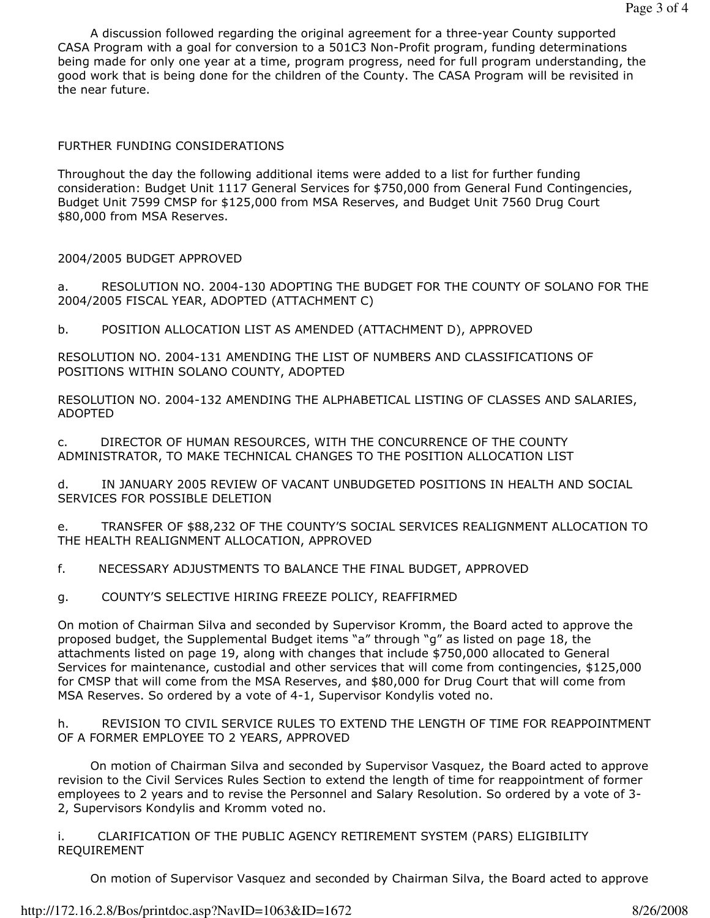A discussion followed regarding the original agreement for a three-year County supported CASA Program with a goal for conversion to a 501C3 Non-Profit program, funding determinations being made for only one year at a time, program progress, need for full program understanding, the good work that is being done for the children of the County. The CASA Program will be revisited in the near future.

FURTHER FUNDING CONSIDERATIONS

Throughout the day the following additional items were added to a list for further funding consideration: Budget Unit 1117 General Services for $750,000 from General Fund Contingencies, Budget Unit 7599 CMSP for $125,000 from MSA Reserves, and Budget Unit 7560 Drug Court $80,000 from MSA Reserves.

2004/2005 BUDGET APPROVED

a. RESOLUTION NO. 2004-130 ADOPTING THE BUDGET FOR THE COUNTY OF SOLANO FOR THE 2004/2005 FISCAL YEAR, ADOPTED (ATTACHMENT C)

b. POSITION ALLOCATION LIST AS AMENDED (ATTACHMENT D), APPROVED

RESOLUTION NO. 2004-131 AMENDING THE LIST OF NUMBERS AND CLASSIFICATIONS OF POSITIONS WITHIN SOLANO COUNTY, ADOPTED

RESOLUTION NO. 2004-132 AMENDING THE ALPHABETICAL LISTING OF CLASSES AND SALARIES, ADOPTED

c. DIRECTOR OF HUMAN RESOURCES, WITH THE CONCURRENCE OF THE COUNTY ADMINISTRATOR, TO MAKE TECHNICAL CHANGES TO THE POSITION ALLOCATION LIST

d. IN JANUARY 2005 REVIEW OF VACANT UNBUDGETED POSITIONS IN HEALTH AND SOCIAL SERVICES FOR POSSIBLE DELETION

e. TRANSFER OF $88,232 OF THE COUNTY'S SOCIAL SERVICES REALIGNMENT ALLOCATION TO THE HEALTH REALIGNMENT ALLOCATION, APPROVED

f. NECESSARY ADJUSTMENTS TO BALANCE THE FINAL BUDGET, APPROVED

g. COUNTY'S SELECTIVE HIRING FREEZE POLICY, REAFFIRMED

On motion of Chairman Silva and seconded by Supervisor Kromm, the Board acted to approve the proposed budget, the Supplemental Budget items "a" through "g" as listed on page 18, the attachments listed on page 19, along with changes that include $750,000 allocated to General Services for maintenance, custodial and other services that will come from contingencies, $125,000 for CMSP that will come from the MSA Reserves, and $80,000 for Drug Court that will come from MSA Reserves. So ordered by a vote of 4-1, Supervisor Kondylis voted no.

h. REVISION TO CIVIL SERVICE RULES TO EXTEND THE LENGTH OF TIME FOR REAPPOINTMENT OF A FORMER EMPLOYEE TO 2 YEARS, APPROVED

On motion of Chairman Silva and seconded by Supervisor Vasquez, the Board acted to approve revision to the Civil Services Rules Section to extend the length of time for reappointment of former employees to 2 years and to revise the Personnel and Salary Resolution. So ordered by a vote of 3-2, Supervisors Kondylis and Kromm voted no.

i. CLARIFICATION OF THE PUBLIC AGENCY RETIREMENT SYSTEM (PARS) ELIGIBILITY REQUIREMENT

On motion of Supervisor Vasquez and seconded by Chairman Silva, the Board acted to approve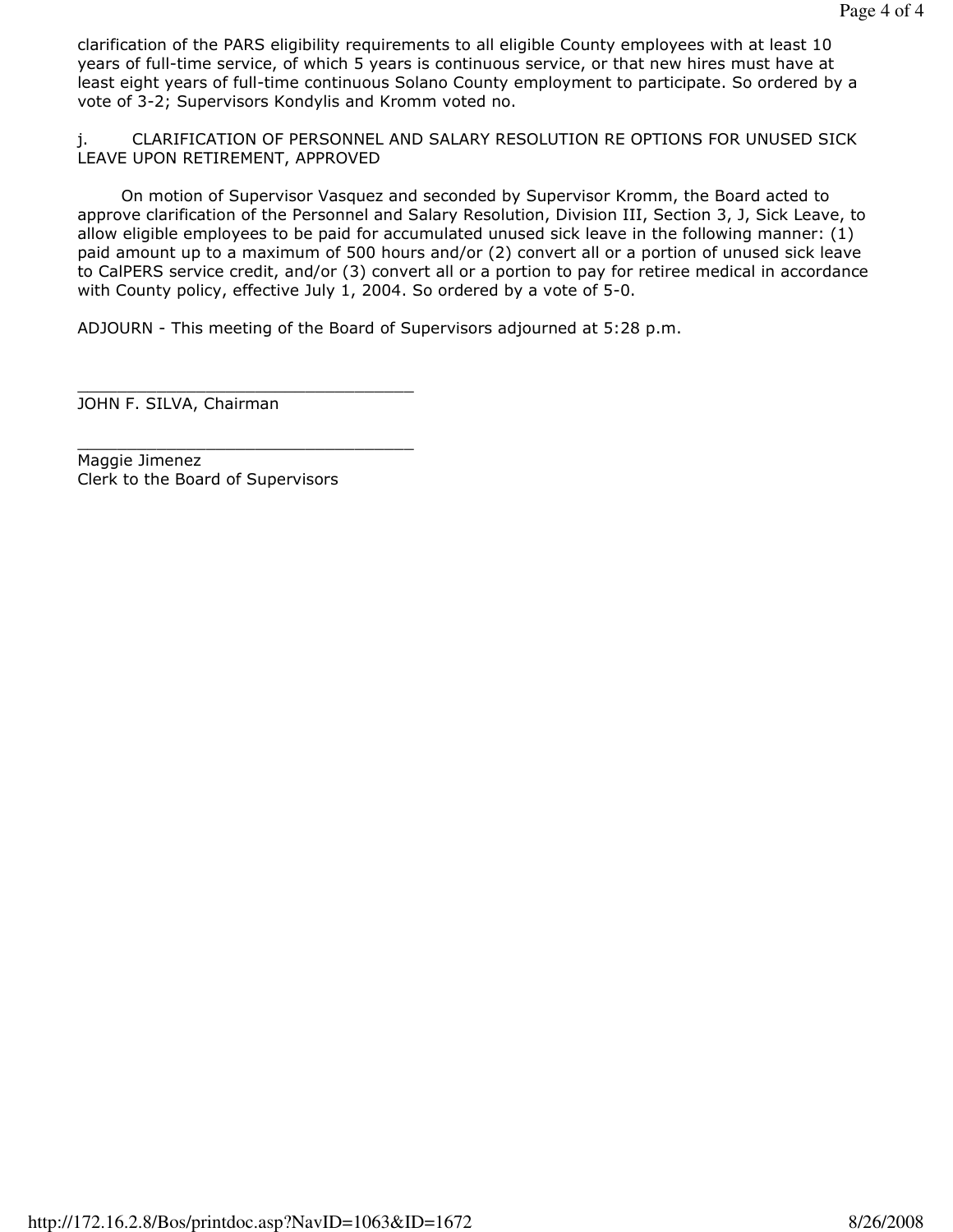clarification of the PARS eligibility requirements to all eligible County employees with at least 10 years of full-time service, of which 5 years is continuous service, or that new hires must have at least eight years of full-time continuous Solano County employment to participate. So ordered by a vote of 3-2; Supervisors Kondylis and Kromm voted no.

j. CLARIFICATION OF PERSONNEL AND SALARY RESOLUTION RE OPTIONS FOR UNUSED SICK LEAVE UPON RETIREMENT, APPROVED

On motion of Supervisor Vasquez and seconded by Supervisor Kromm, the Board acted to approve clarification of the Personnel and Salary Resolution, Division III, Section 3, J, Sick Leave, to allow eligible employees to be paid for accumulated unused sick leave in the following manner: (1) paid amount up to a maximum of 500 hours and/or (2) convert all or a portion of unused sick leave to CalPERS service credit, and/or (3) convert all or a portion to pay for retiree medical in accordance with County policy, effective July 1, 2004. So ordered by a vote of 5-0.

ADJOURN - This meeting of the Board of Supervisors adjourned at 5:28 p.m.

___________________________________
JOHN F. SILVA, Chairman

___________________________________
Maggie Jimenez
Clerk to the Board of Supervisors